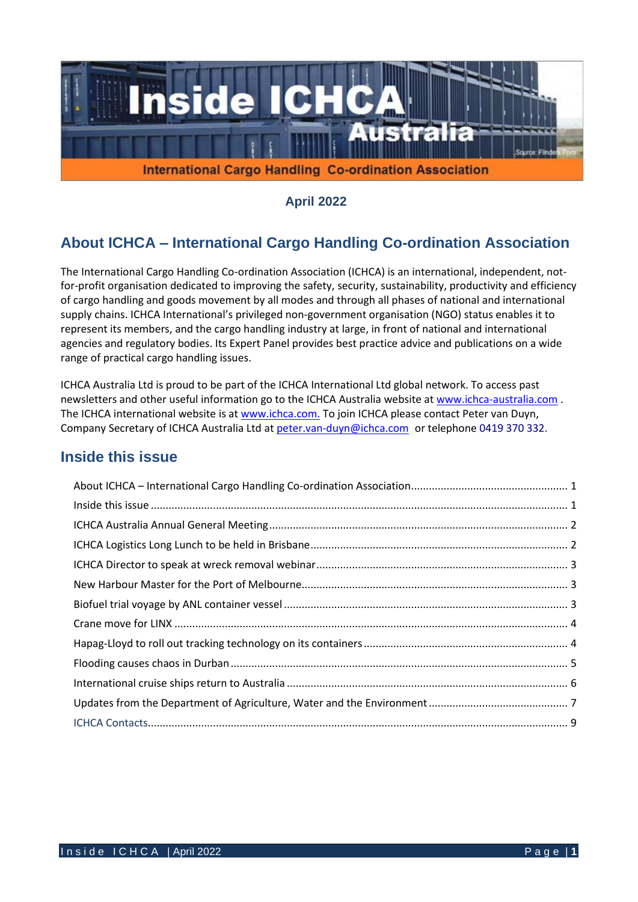# Inside ICHCA Australia

International Cargo Handling Co-ordination Association

Source: Flinders Ports

**April 2022**

## About ICHCA – International Cargo Handling Co-ordination Association

The International Cargo Handling Co-ordination Association (ICHCA) is an international, independent, not-for-profit organisation dedicated to improving the safety, security, sustainability, productivity and efficiency of cargo handling and goods movement by all modes and through all phases of national and international supply chains. ICHCA International's privileged non-government organisation (NGO) status enables it to represent its members, and the cargo handling industry at large, in front of national and international agencies and regulatory bodies. Its Expert Panel provides best practice advice and publications on a wide range of practical cargo handling issues.

ICHCA Australia Ltd is proud to be part of the ICHCA International Ltd global network. To access past newsletters and other useful information go to the ICHCA Australia website at www.ichca-australia.com . The ICHCA international website is at www.ichca.com. To join ICHCA please contact Peter van Duyn, Company Secretary of ICHCA Australia Ltd at peter.van-duyn@ichca.com or telephone 0419 370 332.

## Inside this issue

- About ICHCA – International Cargo Handling Co-ordination Association ..... 1
- Inside this issue ..... 1
- ICHCA Australia Annual General Meeting ..... 2
- ICHCA Logistics Long Lunch to be held in Brisbane ..... 2
- ICHCA Director to speak at wreck removal webinar ..... 3
- New Harbour Master for the Port of Melbourne ..... 3
- Biofuel trial voyage by ANL container vessel ..... 3
- Crane move for LINX ..... 4
- Hapag-Lloyd to roll out tracking technology on its containers ..... 4
- Flooding causes chaos in Durban ..... 5
- International cruise ships return to Australia ..... 6
- Updates from the Department of Agriculture, Water and the Environment ..... 7
- ICHCA Contacts ..... 9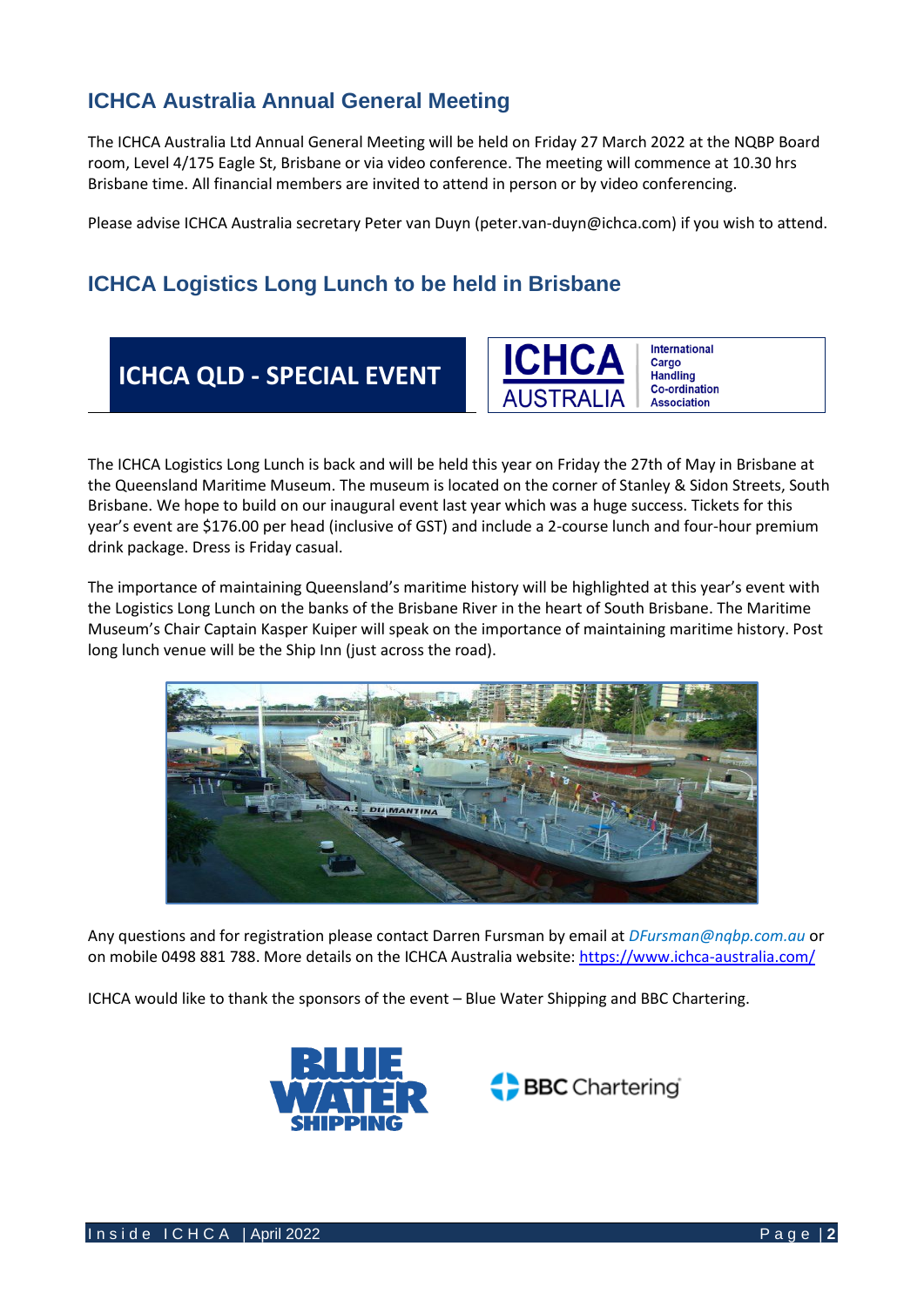## ICHCA Australia Annual General Meeting

The ICHCA Australia Ltd Annual General Meeting will be held on Friday 27 March 2022 at the NQBP Board room, Level 4/175 Eagle St, Brisbane or via video conference. The meeting will commence at 10.30 hrs Brisbane time. All financial members are invited to attend in person or by video conferencing.

Please advise ICHCA Australia secretary Peter van Duyn (peter.van-duyn@ichca.com) if you wish to attend.

## ICHCA Logistics Long Lunch to be held in Brisbane

**ICHCA QLD - SPECIAL EVENT**

ICHCA AUSTRALIA International Cargo Handling Co-ordination Association

The ICHCA Logistics Long Lunch is back and will be held this year on Friday the 27th of May in Brisbane at the Queensland Maritime Museum. The museum is located on the corner of Stanley & Sidon Streets, South Brisbane. We hope to build on our inaugural event last year which was a huge success. Tickets for this year's event are $176.00 per head (inclusive of GST) and include a 2-course lunch and four-hour premium drink package. Dress is Friday casual.

The importance of maintaining Queensland's maritime history will be highlighted at this year's event with the Logistics Long Lunch on the banks of the Brisbane River in the heart of South Brisbane. The Maritime Museum's Chair Captain Kasper Kuiper will speak on the importance of maintaining maritime history. Post long lunch venue will be the Ship Inn (just across the road).

Any questions and for registration please contact Darren Fursman by email at *DFursman@nqbp.com.au* or on mobile 0498 881 788. More details on the ICHCA Australia website: https://www.ichca-australia.com/

ICHCA would like to thank the sponsors of the event – Blue Water Shipping and BBC Chartering.

BLUE WATER SHIPPING

BBC Chartering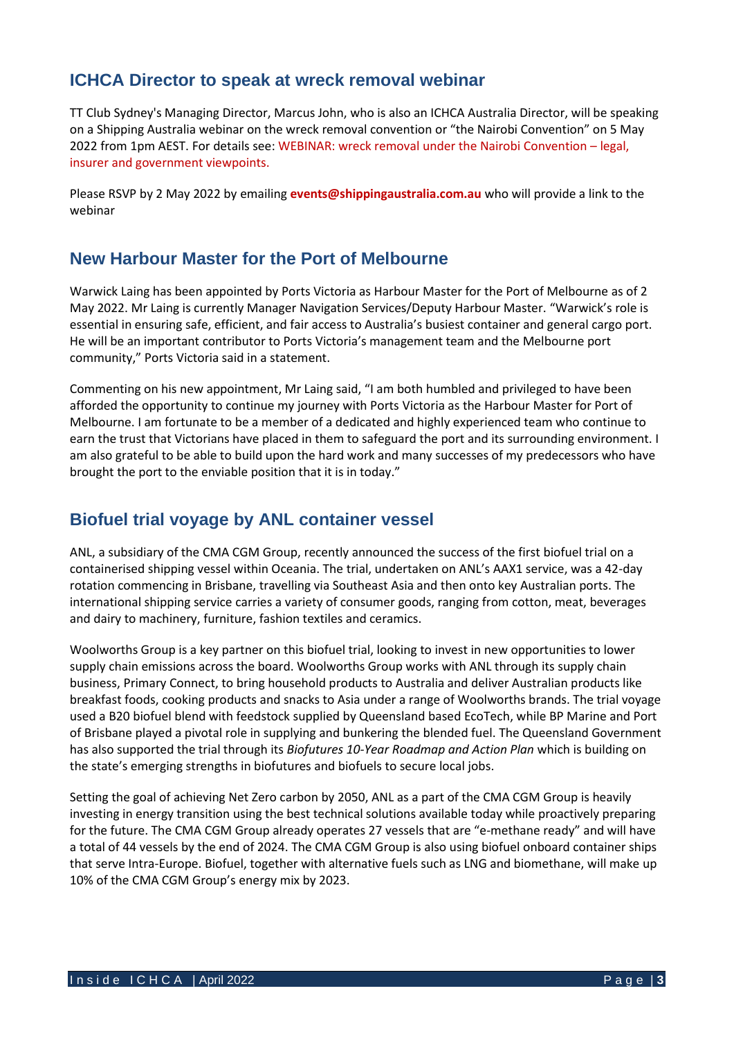## ICHCA Director to speak at wreck removal webinar

TT Club Sydney's Managing Director, Marcus John, who is also an ICHCA Australia Director, will be speaking on a Shipping Australia webinar on the wreck removal convention or "the Nairobi Convention" on 5 May 2022 from 1pm AEST. For details see: WEBINAR: wreck removal under the Nairobi Convention – legal, insurer and government viewpoints.

Please RSVP by 2 May 2022 by emailing **events@shippingaustralia.com.au** who will provide a link to the webinar

## New Harbour Master for the Port of Melbourne

Warwick Laing has been appointed by Ports Victoria as Harbour Master for the Port of Melbourne as of 2 May 2022. Mr Laing is currently Manager Navigation Services/Deputy Harbour Master. "Warwick's role is essential in ensuring safe, efficient, and fair access to Australia's busiest container and general cargo port. He will be an important contributor to Ports Victoria's management team and the Melbourne port community," Ports Victoria said in a statement.

Commenting on his new appointment, Mr Laing said, "I am both humbled and privileged to have been afforded the opportunity to continue my journey with Ports Victoria as the Harbour Master for Port of Melbourne. I am fortunate to be a member of a dedicated and highly experienced team who continue to earn the trust that Victorians have placed in them to safeguard the port and its surrounding environment. I am also grateful to be able to build upon the hard work and many successes of my predecessors who have brought the port to the enviable position that it is in today."

## Biofuel trial voyage by ANL container vessel

ANL, a subsidiary of the CMA CGM Group, recently announced the success of the first biofuel trial on a containerised shipping vessel within Oceania. The trial, undertaken on ANL's AAX1 service, was a 42-day rotation commencing in Brisbane, travelling via Southeast Asia and then onto key Australian ports. The international shipping service carries a variety of consumer goods, ranging from cotton, meat, beverages and dairy to machinery, furniture, fashion textiles and ceramics.

Woolworths Group is a key partner on this biofuel trial, looking to invest in new opportunities to lower supply chain emissions across the board. Woolworths Group works with ANL through its supply chain business, Primary Connect, to bring household products to Australia and deliver Australian products like breakfast foods, cooking products and snacks to Asia under a range of Woolworths brands. The trial voyage used a B20 biofuel blend with feedstock supplied by Queensland based EcoTech, while BP Marine and Port of Brisbane played a pivotal role in supplying and bunkering the blended fuel. The Queensland Government has also supported the trial through its *Biofutures 10-Year Roadmap and Action Plan* which is building on the state's emerging strengths in biofutures and biofuels to secure local jobs.

Setting the goal of achieving Net Zero carbon by 2050, ANL as a part of the CMA CGM Group is heavily investing in energy transition using the best technical solutions available today while proactively preparing for the future. The CMA CGM Group already operates 27 vessels that are "e-methane ready" and will have a total of 44 vessels by the end of 2024. The CMA CGM Group is also using biofuel onboard container ships that serve Intra-Europe. Biofuel, together with alternative fuels such as LNG and biomethane, will make up 10% of the CMA CGM Group's energy mix by 2023.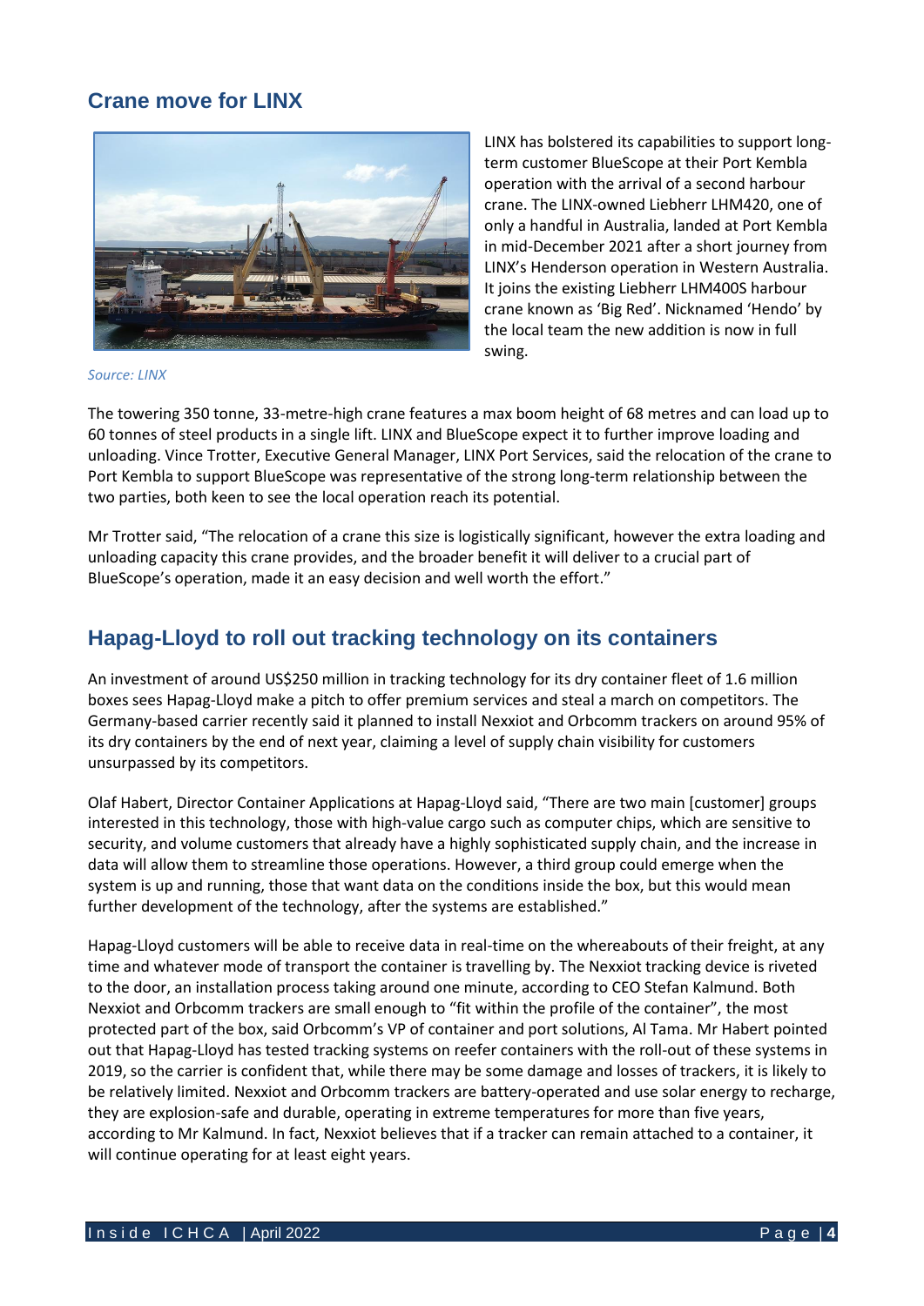## Crane move for LINX

Source: LINX

LINX has bolstered its capabilities to support long-term customer BlueScope at their Port Kembla operation with the arrival of a second harbour crane. The LINX-owned Liebherr LHM420, one of only a handful in Australia, landed at Port Kembla in mid-December 2021 after a short journey from LINX's Henderson operation in Western Australia. It joins the existing Liebherr LHM400S harbour crane known as 'Big Red'. Nicknamed 'Hendo' by the local team the new addition is now in full swing.

The towering 350 tonne, 33-metre-high crane features a max boom height of 68 metres and can load up to 60 tonnes of steel products in a single lift. LINX and BlueScope expect it to further improve loading and unloading. Vince Trotter, Executive General Manager, LINX Port Services, said the relocation of the crane to Port Kembla to support BlueScope was representative of the strong long-term relationship between the two parties, both keen to see the local operation reach its potential.

Mr Trotter said, "The relocation of a crane this size is logistically significant, however the extra loading and unloading capacity this crane provides, and the broader benefit it will deliver to a crucial part of BlueScope's operation, made it an easy decision and well worth the effort."

## Hapag-Lloyd to roll out tracking technology on its containers

An investment of around US$250 million in tracking technology for its dry container fleet of 1.6 million boxes sees Hapag-Lloyd make a pitch to offer premium services and steal a march on competitors. The Germany-based carrier recently said it planned to install Nexxiot and Orbcomm trackers on around 95% of its dry containers by the end of next year, claiming a level of supply chain visibility for customers unsurpassed by its competitors.

Olaf Habert, Director Container Applications at Hapag-Lloyd said, "There are two main [customer] groups interested in this technology, those with high-value cargo such as computer chips, which are sensitive to security, and volume customers that already have a highly sophisticated supply chain, and the increase in data will allow them to streamline those operations. However, a third group could emerge when the system is up and running, those that want data on the conditions inside the box, but this would mean further development of the technology, after the systems are established."

Hapag-Lloyd customers will be able to receive data in real-time on the whereabouts of their freight, at any time and whatever mode of transport the container is travelling by. The Nexxiot tracking device is riveted to the door, an installation process taking around one minute, according to CEO Stefan Kalmund. Both Nexxiot and Orbcomm trackers are small enough to "fit within the profile of the container", the most protected part of the box, said Orbcomm's VP of container and port solutions, Al Tama. Mr Habert pointed out that Hapag-Lloyd has tested tracking systems on reefer containers with the roll-out of these systems in 2019, so the carrier is confident that, while there may be some damage and losses of trackers, it is likely to be relatively limited. Nexxiot and Orbcomm trackers are battery-operated and use solar energy to recharge, they are explosion-safe and durable, operating in extreme temperatures for more than five years, according to Mr Kalmund. In fact, Nexxiot believes that if a tracker can remain attached to a container, it will continue operating for at least eight years.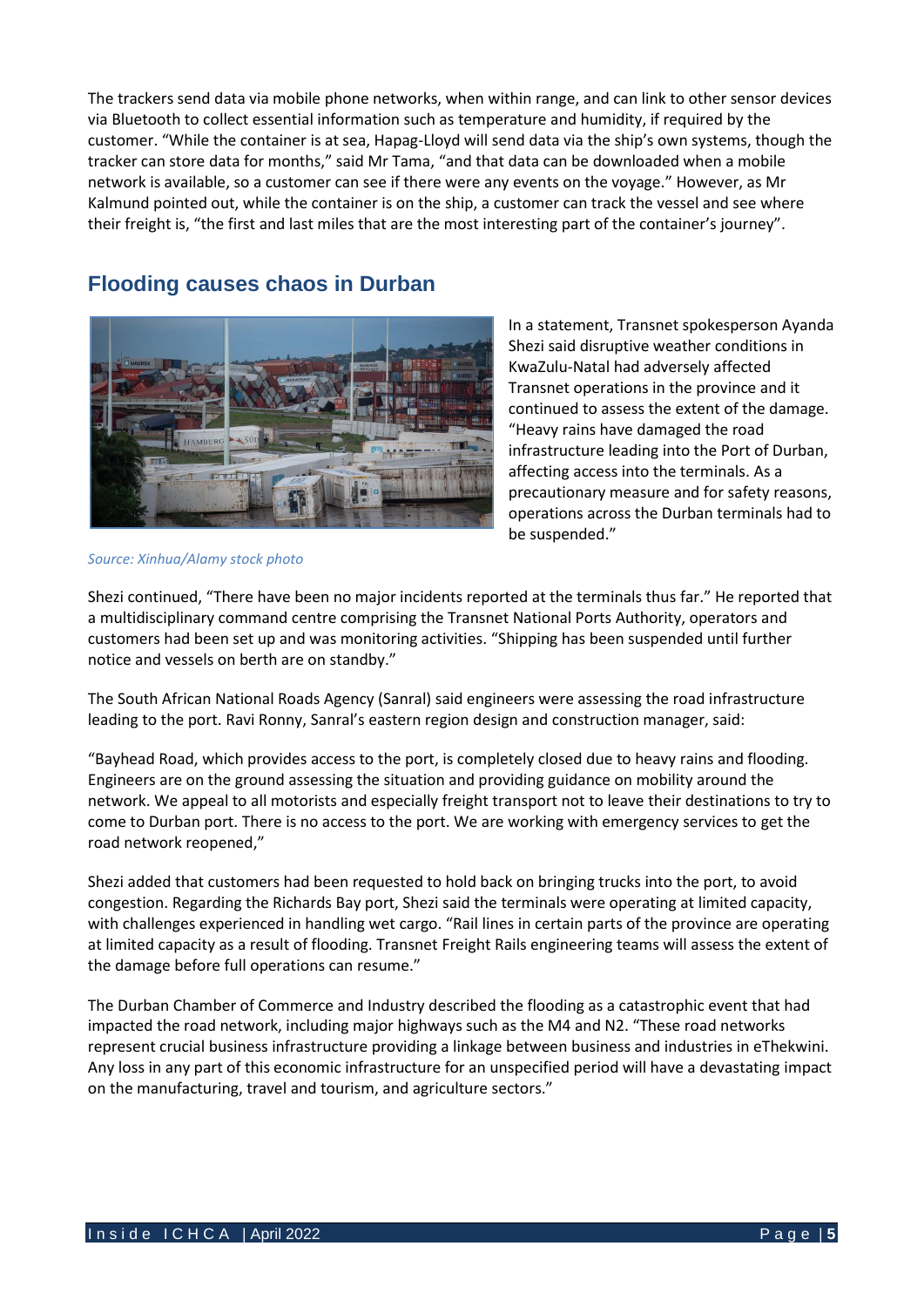The trackers send data via mobile phone networks, when within range, and can link to other sensor devices via Bluetooth to collect essential information such as temperature and humidity, if required by the customer. "While the container is at sea, Hapag-Lloyd will send data via the ship's own systems, though the tracker can store data for months," said Mr Tama, "and that data can be downloaded when a mobile network is available, so a customer can see if there were any events on the voyage." However, as Mr Kalmund pointed out, while the container is on the ship, a customer can track the vessel and see where their freight is, "the first and last miles that are the most interesting part of the container's journey".

## Flooding causes chaos in Durban

*Source: Xinhua/Alamy stock photo*

In a statement, Transnet spokesperson Ayanda Shezi said disruptive weather conditions in KwaZulu-Natal had adversely affected Transnet operations in the province and it continued to assess the extent of the damage. "Heavy rains have damaged the road infrastructure leading into the Port of Durban, affecting access into the terminals. As a precautionary measure and for safety reasons, operations across the Durban terminals had to be suspended."

Shezi continued, "There have been no major incidents reported at the terminals thus far." He reported that a multidisciplinary command centre comprising the Transnet National Ports Authority, operators and customers had been set up and was monitoring activities. "Shipping has been suspended until further notice and vessels on berth are on standby."

The South African National Roads Agency (Sanral) said engineers were assessing the road infrastructure leading to the port. Ravi Ronny, Sanral's eastern region design and construction manager, said:

"Bayhead Road, which provides access to the port, is completely closed due to heavy rains and flooding. Engineers are on the ground assessing the situation and providing guidance on mobility around the network. We appeal to all motorists and especially freight transport not to leave their destinations to try to come to Durban port. There is no access to the port. We are working with emergency services to get the road network reopened,"

Shezi added that customers had been requested to hold back on bringing trucks into the port, to avoid congestion. Regarding the Richards Bay port, Shezi said the terminals were operating at limited capacity, with challenges experienced in handling wet cargo. "Rail lines in certain parts of the province are operating at limited capacity as a result of flooding. Transnet Freight Rails engineering teams will assess the extent of the damage before full operations can resume."

The Durban Chamber of Commerce and Industry described the flooding as a catastrophic event that had impacted the road network, including major highways such as the M4 and N2. "These road networks represent crucial business infrastructure providing a linkage between business and industries in eThekwini. Any loss in any part of this economic infrastructure for an unspecified period will have a devastating impact on the manufacturing, travel and tourism, and agriculture sectors."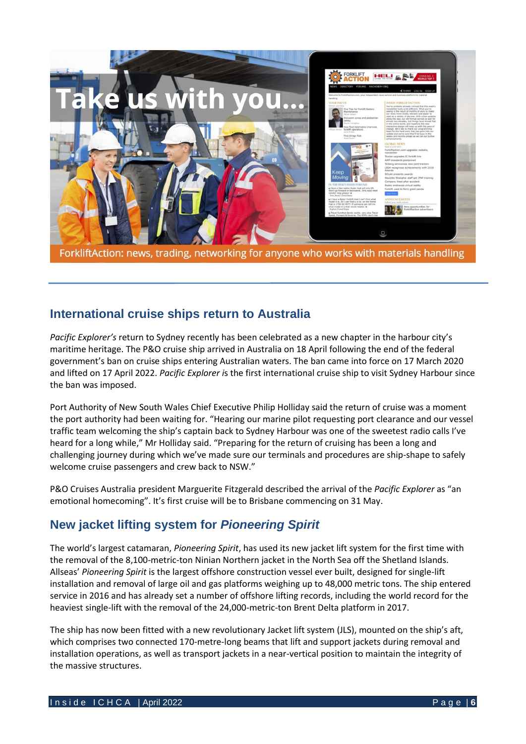Take us with you...

ForkliftAction: news, trading, networking for anyone who works with materials handling

## International cruise ships return to Australia

*Pacific Explorer's* return to Sydney recently has been celebrated as a new chapter in the harbour city's maritime heritage. The P&O cruise ship arrived in Australia on 18 April following the end of the federal government's ban on cruise ships entering Australian waters. The ban came into force on 17 March 2020 and lifted on 17 April 2022. *Pacific Explorer* is the first international cruise ship to visit Sydney Harbour since the ban was imposed.

Port Authority of New South Wales Chief Executive Philip Holliday said the return of cruise was a moment the port authority had been waiting for. "Hearing our marine pilot requesting port clearance and our vessel traffic team welcoming the ship's captain back to Sydney Harbour was one of the sweetest radio calls I've heard for a long while," Mr Holliday said. "Preparing for the return of cruising has been a long and challenging journey during which we've made sure our terminals and procedures are ship-shape to safely welcome cruise passengers and crew back to NSW."

P&O Cruises Australia president Marguerite Fitzgerald described the arrival of the *Pacific Explorer* as "an emotional homecoming". It's first cruise will be to Brisbane commencing on 31 May.

## New jacket lifting system for *Pioneering Spirit*

The world's largest catamaran, *Pioneering Spirit*, has used its new jacket lift system for the first time with the removal of the 8,100-metric-ton Ninian Northern jacket in the North Sea off the Shetland Islands. Allseas' *Pioneering Spirit* is the largest offshore construction vessel ever built, designed for single-lift installation and removal of large oil and gas platforms weighing up to 48,000 metric tons. The ship entered service in 2016 and has already set a number of offshore lifting records, including the world record for the heaviest single-lift with the removal of the 24,000-metric-ton Brent Delta platform in 2017.

The ship has now been fitted with a new revolutionary Jacket lift system (JLS), mounted on the ship's aft, which comprises two connected 170-metre-long beams that lift and support jackets during removal and installation operations, as well as transport jackets in a near-vertical position to maintain the integrity of the massive structures.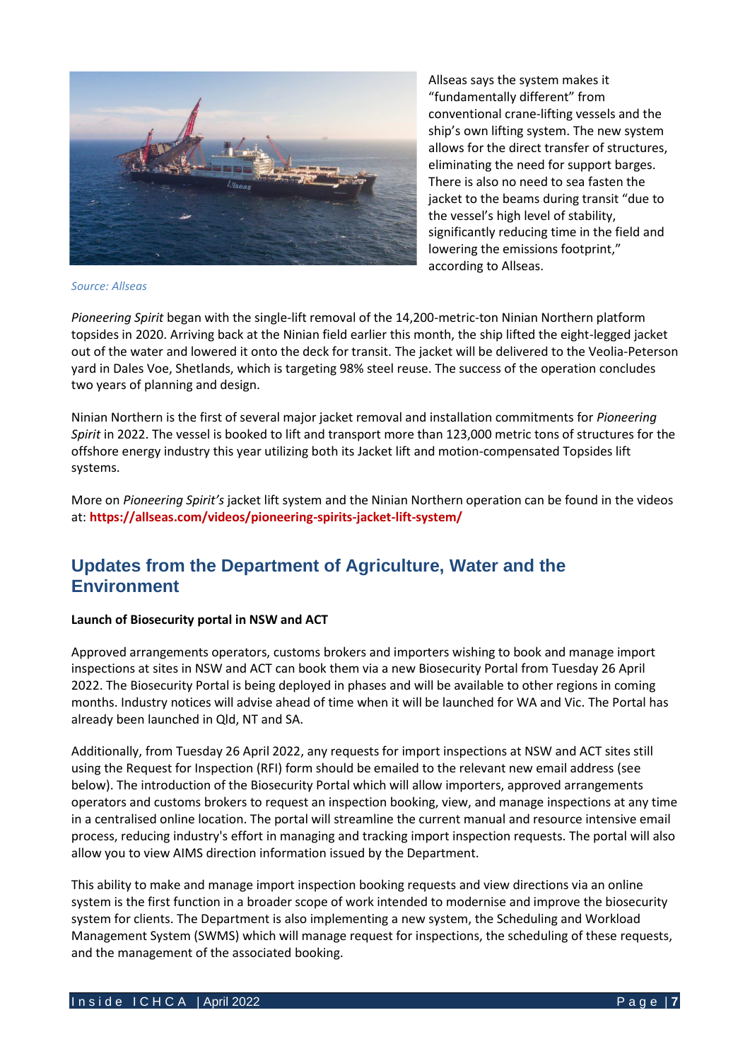Allseas says the system makes it "fundamentally different" from conventional crane-lifting vessels and the ship's own lifting system. The new system allows for the direct transfer of structures, eliminating the need for support barges. There is also no need to sea fasten the jacket to the beams during transit "due to the vessel's high level of stability, significantly reducing time in the field and lowering the emissions footprint," according to Allseas.

*Source: Allseas*

*Pioneering Spirit* began with the single-lift removal of the 14,200-metric-ton Ninian Northern platform topsides in 2020. Arriving back at the Ninian field earlier this month, the ship lifted the eight-legged jacket out of the water and lowered it onto the deck for transit. The jacket will be delivered to the Veolia-Peterson yard in Dales Voe, Shetlands, which is targeting 98% steel reuse. The success of the operation concludes two years of planning and design.

Ninian Northern is the first of several major jacket removal and installation commitments for *Pioneering Spirit* in 2022. The vessel is booked to lift and transport more than 123,000 metric tons of structures for the offshore energy industry this year utilizing both its Jacket lift and motion-compensated Topsides lift systems.

More on *Pioneering Spirit's* jacket lift system and the Ninian Northern operation can be found in the videos at: **https://allseas.com/videos/pioneering-spirits-jacket-lift-system/**

## Updates from the Department of Agriculture, Water and the Environment

**Launch of Biosecurity portal in NSW and ACT**

Approved arrangements operators, customs brokers and importers wishing to book and manage import inspections at sites in NSW and ACT can book them via a new Biosecurity Portal from Tuesday 26 April 2022. The Biosecurity Portal is being deployed in phases and will be available to other regions in coming months. Industry notices will advise ahead of time when it will be launched for WA and Vic. The Portal has already been launched in Qld, NT and SA.

Additionally, from Tuesday 26 April 2022, any requests for import inspections at NSW and ACT sites still using the Request for Inspection (RFI) form should be emailed to the relevant new email address (see below). The introduction of the Biosecurity Portal which will allow importers, approved arrangements operators and customs brokers to request an inspection booking, view, and manage inspections at any time in a centralised online location. The portal will streamline the current manual and resource intensive email process, reducing industry's effort in managing and tracking import inspection requests. The portal will also allow you to view AIMS direction information issued by the Department.

This ability to make and manage import inspection booking requests and view directions via an online system is the first function in a broader scope of work intended to modernise and improve the biosecurity system for clients. The Department is also implementing a new system, the Scheduling and Workload Management System (SWMS) which will manage request for inspections, the scheduling of these requests, and the management of the associated booking.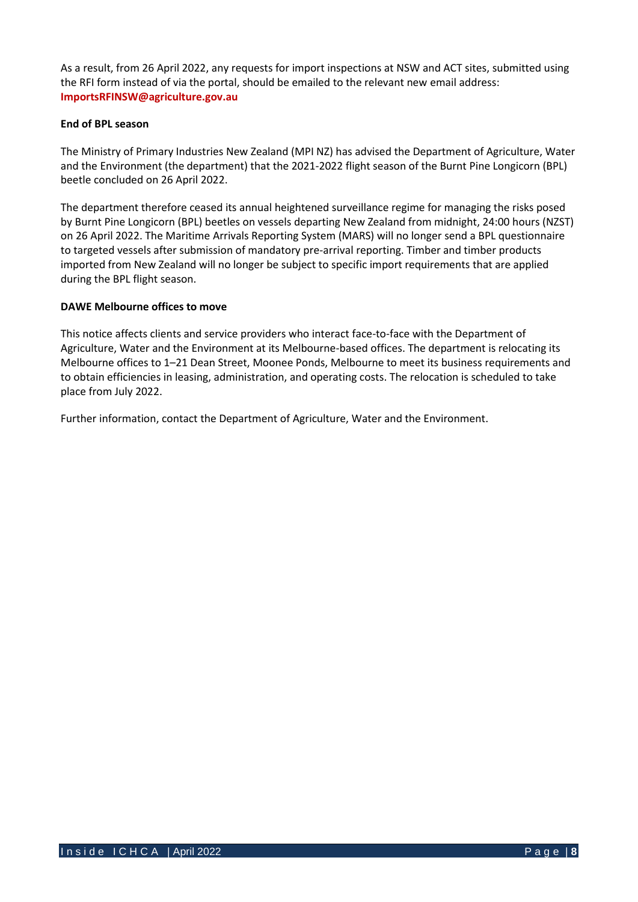As a result, from 26 April 2022, any requests for import inspections at NSW and ACT sites, submitted using the RFI form instead of via the portal, should be emailed to the relevant new email address: **ImportsRFINSW@agriculture.gov.au**

**End of BPL season**

The Ministry of Primary Industries New Zealand (MPI NZ) has advised the Department of Agriculture, Water and the Environment (the department) that the 2021-2022 flight season of the Burnt Pine Longicorn (BPL) beetle concluded on 26 April 2022.

The department therefore ceased its annual heightened surveillance regime for managing the risks posed by Burnt Pine Longicorn (BPL) beetles on vessels departing New Zealand from midnight, 24:00 hours (NZST) on 26 April 2022. The Maritime Arrivals Reporting System (MARS) will no longer send a BPL questionnaire to targeted vessels after submission of mandatory pre-arrival reporting. Timber and timber products imported from New Zealand will no longer be subject to specific import requirements that are applied during the BPL flight season.

**DAWE Melbourne offices to move**

This notice affects clients and service providers who interact face-to-face with the Department of Agriculture, Water and the Environment at its Melbourne-based offices. The department is relocating its Melbourne offices to 1–21 Dean Street, Moonee Ponds, Melbourne to meet its business requirements and to obtain efficiencies in leasing, administration, and operating costs. The relocation is scheduled to take place from July 2022.

Further information, contact the Department of Agriculture, Water and the Environment.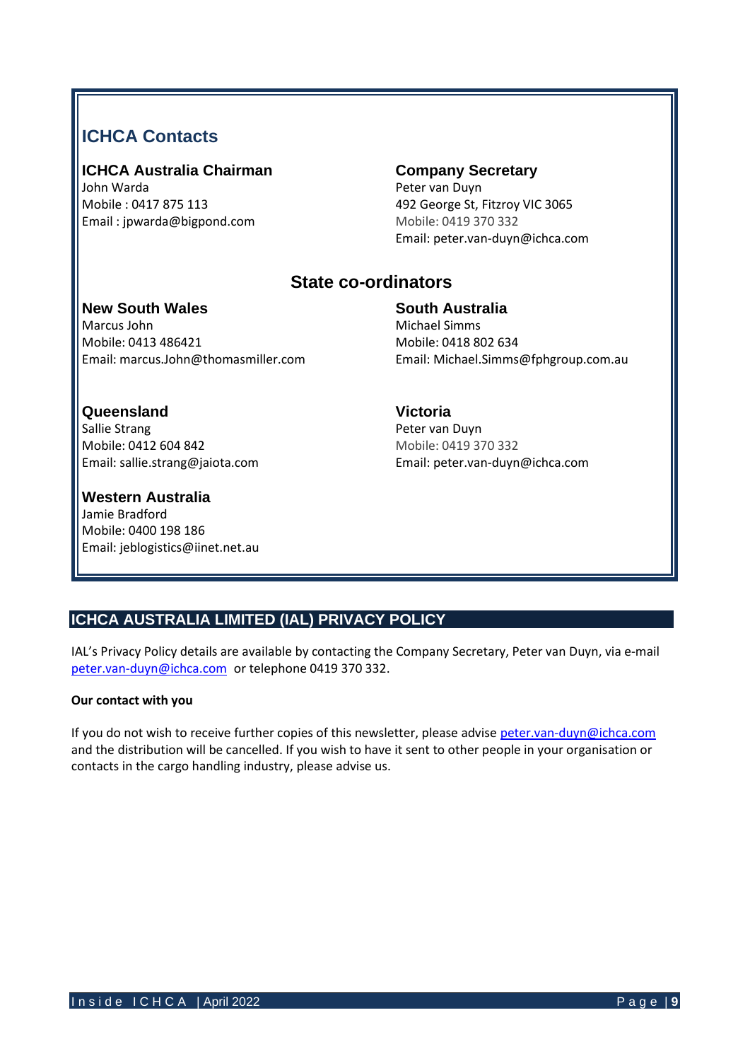## ICHCA Contacts

### ICHCA Australia Chairman

John Warda
Mobile : 0417 875 113
Email : jpwarda@bigpond.com

### Company Secretary

Peter van Duyn
492 George St, Fitzroy VIC 3065
Mobile: 0419 370 332
Email: peter.van-duyn@ichca.com

## State co-ordinators

### New South Wales

Marcus John
Mobile: 0413 486421
Email: marcus.John@thomasmiller.com

### South Australia

Michael Simms
Mobile: 0418 802 634
Email: Michael.Simms@fphgroup.com.au

### Queensland

Sallie Strang
Mobile: 0412 604 842
Email: sallie.strang@jaiota.com

### Victoria

Peter van Duyn
Mobile: 0419 370 332
Email: peter.van-duyn@ichca.com

### Western Australia

Jamie Bradford
Mobile: 0400 198 186
Email: jeblogistics@iinet.net.au

## ICHCA AUSTRALIA LIMITED (IAL) PRIVACY POLICY

IAL's Privacy Policy details are available by contacting the Company Secretary, Peter van Duyn, via e-mail peter.van-duyn@ichca.com or telephone 0419 370 332.

**Our contact with you**

If you do not wish to receive further copies of this newsletter, please advise peter.van-duyn@ichca.com and the distribution will be cancelled. If you wish to have it sent to other people in your organisation or contacts in the cargo handling industry, please advise us.